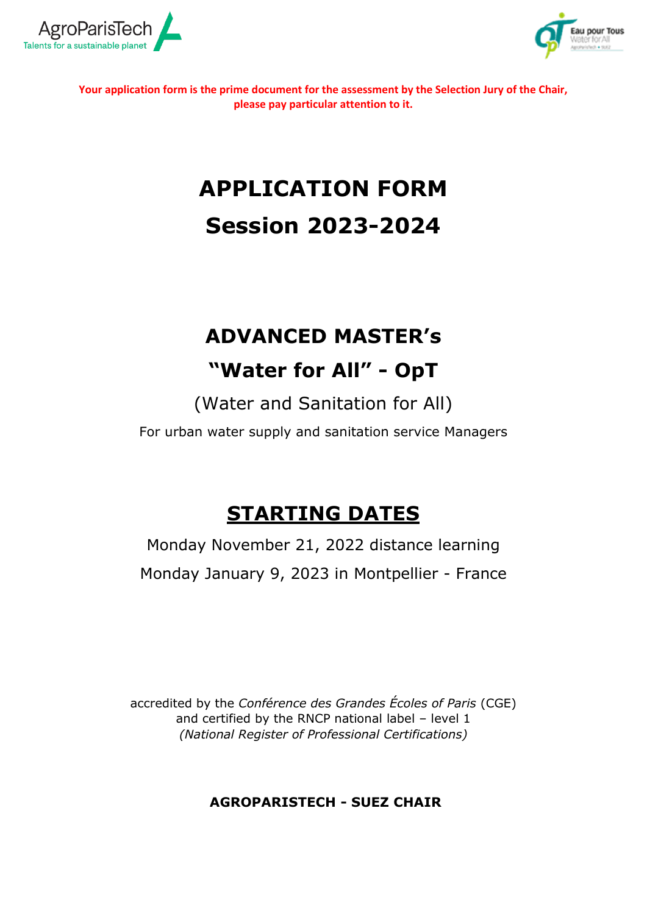AgroParisTech
Talents for a sustainable planet

Eau pour Tous
Water for All

**Your application form is the prime document for the assessment by the Selection Jury of the Chair, please pay particular attention to it.**

# APPLICATION FORM

# Session 2023-2024

## ADVANCED MASTER's

## "Water for All" - OpT

(Water and Sanitation for All)

For urban water supply and sanitation service Managers

## STARTING DATES

Monday November 21, 2022 distance learning

Monday January 9, 2023 in Montpellier - France

accredited by the *Conférence des Grandes Écoles of Paris* (CGE)
and certified by the RNCP national label – level 1
*(National Register of Professional Certifications)*

**AGROPARISTECH - SUEZ CHAIR**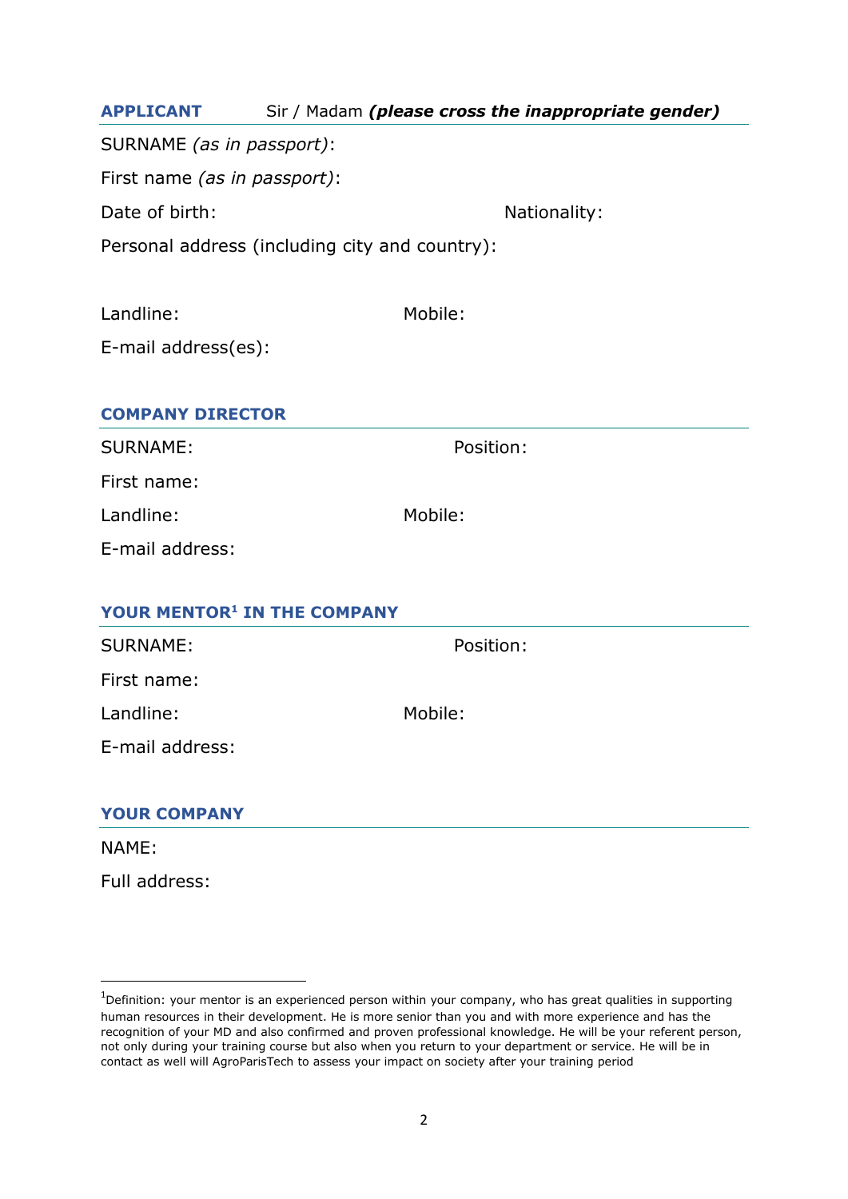## APPLICANT

Sir / Madam ***(please cross the inappropriate gender)***

SURNAME *(as in passport)*:

First name *(as in passport)*:

Date of birth: Nationality:

Personal address (including city and country):

Landline: Mobile:

E-mail address(es):

## COMPANY DIRECTOR

SURNAME: Position:

First name:

Landline: Mobile:

E-mail address:

## YOUR MENTOR[1] IN THE COMPANY

SURNAME: Position:

First name:

Landline: Mobile:

E-mail address:

## YOUR COMPANY

NAME:

Full address:

---

[1]Definition: your mentor is an experienced person within your company, who has great qualities in supporting human resources in their development. He is more senior than you and with more experience and has the recognition of your MD and also confirmed and proven professional knowledge. He will be your referent person, not only during your training course but also when you return to your department or service. He will be in contact as well will AgroParisTech to assess your impact on society after your training period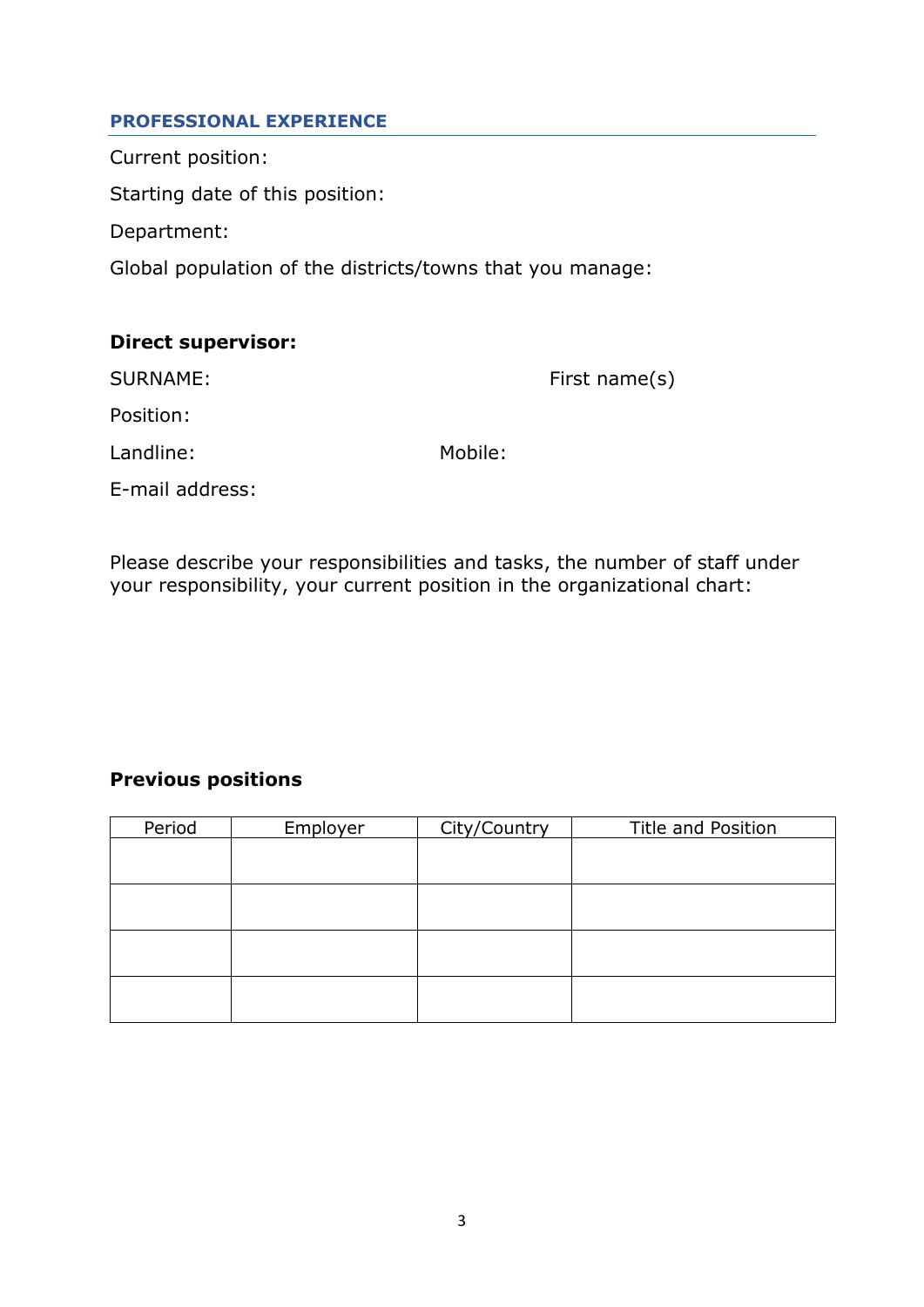## PROFESSIONAL EXPERIENCE

Current position:

Starting date of this position:

Department:

Global population of the districts/towns that you manage:

**Direct supervisor:**

SURNAME: First name(s)

Position:

Landline: Mobile:

E-mail address:

Please describe your responsibilities and tasks, the number of staff under your responsibility, your current position in the organizational chart:

**Previous positions**

| Period | Employer | City/Country | Title and Position |
|---|---|---|---|
| | | | |
| | | | |
| | | | |
| | | | |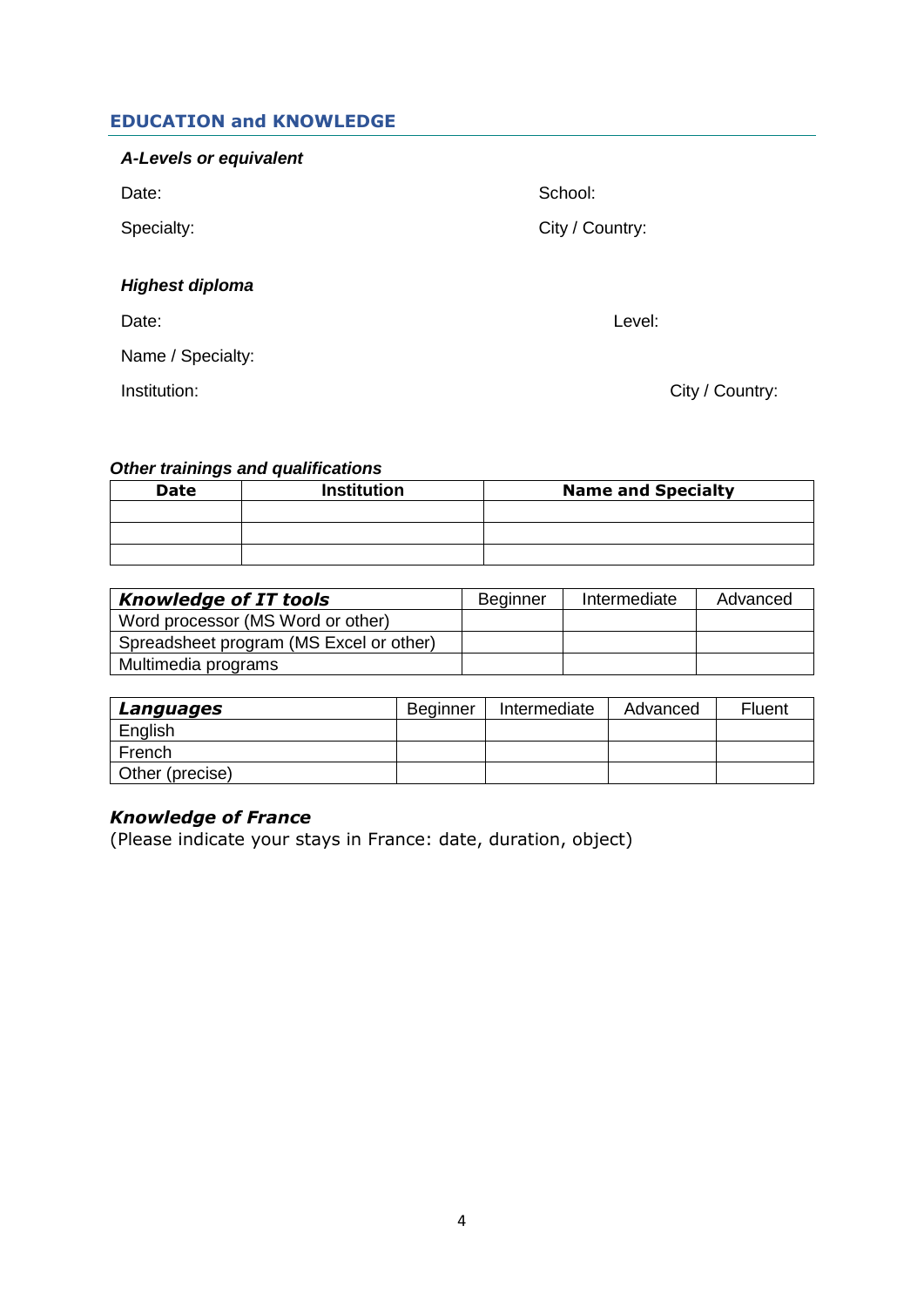## EDUCATION and KNOWLEDGE

***A-Levels or equivalent***

Date: School:

Specialty: City / Country:

***Highest diploma***

Date: Level:

Name / Specialty:

Institution: City / Country:

***Other trainings and qualifications***

| Date | Institution | Name and Specialty |
|---|---|---|
| | | |
| | | |
| | | |

| ***Knowledge of IT tools*** | Beginner | Intermediate | Advanced |
|---|---|---|---|
| Word processor (MS Word or other) | | | |
| Spreadsheet program (MS Excel or other) | | | |
| Multimedia programs | | | |

| ***Languages*** | Beginner | Intermediate | Advanced | Fluent |
|---|---|---|---|---|
| English | | | | |
| French | | | | |
| Other (precise) | | | | |

***Knowledge of France***

(Please indicate your stays in France: date, duration, object)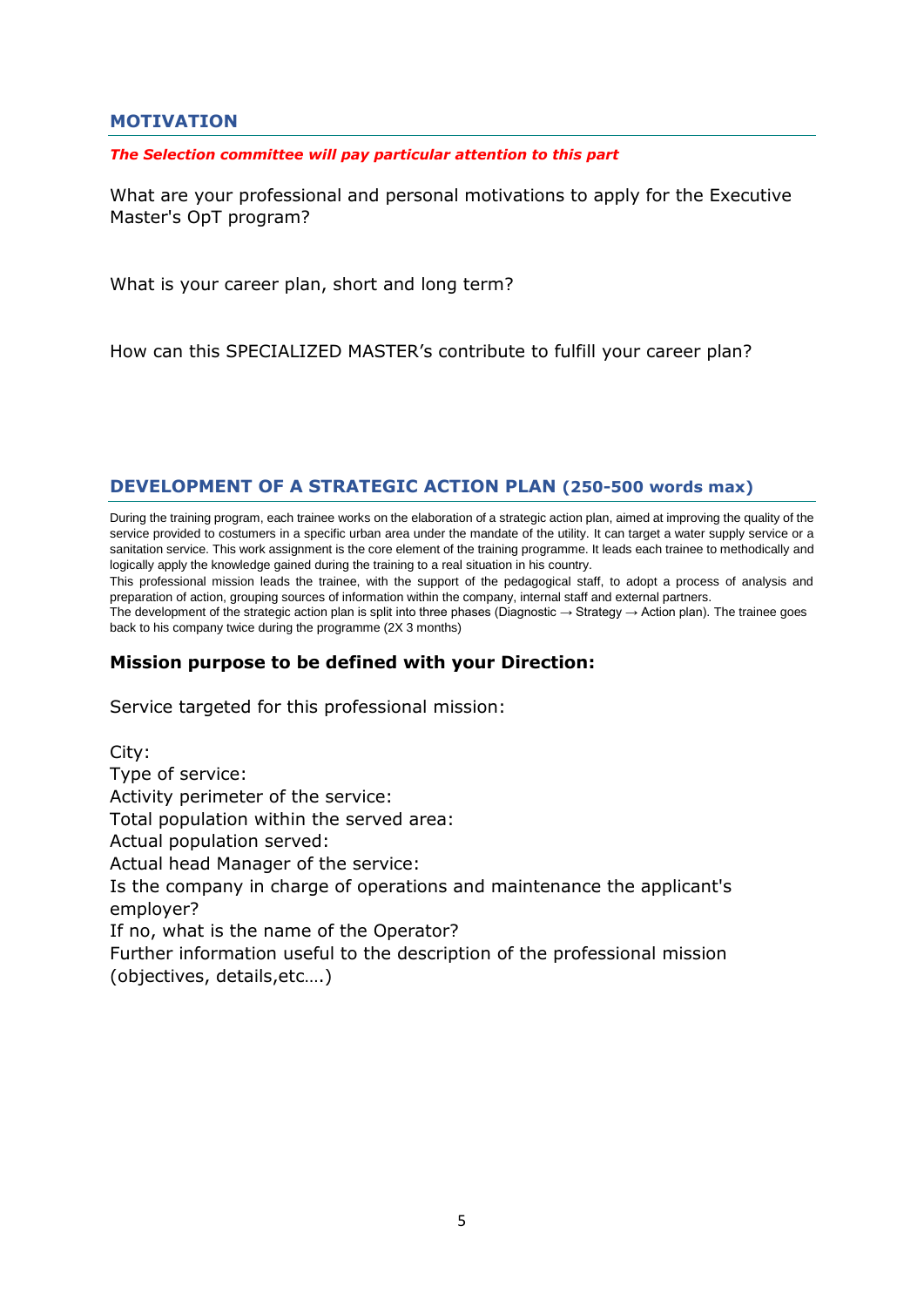## MOTIVATION

***The Selection committee will pay particular attention to this part***

What are your professional and personal motivations to apply for the Executive Master's OpT program?

What is your career plan, short and long term?

How can this SPECIALIZED MASTER's contribute to fulfill your career plan?

## DEVELOPMENT OF A STRATEGIC ACTION PLAN (250-500 words max)

During the training program, each trainee works on the elaboration of a strategic action plan, aimed at improving the quality of the service provided to costumers in a specific urban area under the mandate of the utility. It can target a water supply service or a sanitation service. This work assignment is the core element of the training programme. It leads each trainee to methodically and logically apply the knowledge gained during the training to a real situation in his country.

This professional mission leads the trainee, with the support of the pedagogical staff, to adopt a process of analysis and preparation of action, grouping sources of information within the company, internal staff and external partners.

The development of the strategic action plan is split into three phases (Diagnostic → Strategy → Action plan). The trainee goes back to his company twice during the programme (2X 3 months)

### Mission purpose to be defined with your Direction:

Service targeted for this professional mission:

City:
Type of service:
Activity perimeter of the service:
Total population within the served area:
Actual population served:
Actual head Manager of the service:
Is the company in charge of operations and maintenance the applicant's employer?
If no, what is the name of the Operator?
Further information useful to the description of the professional mission (objectives, details,etc….)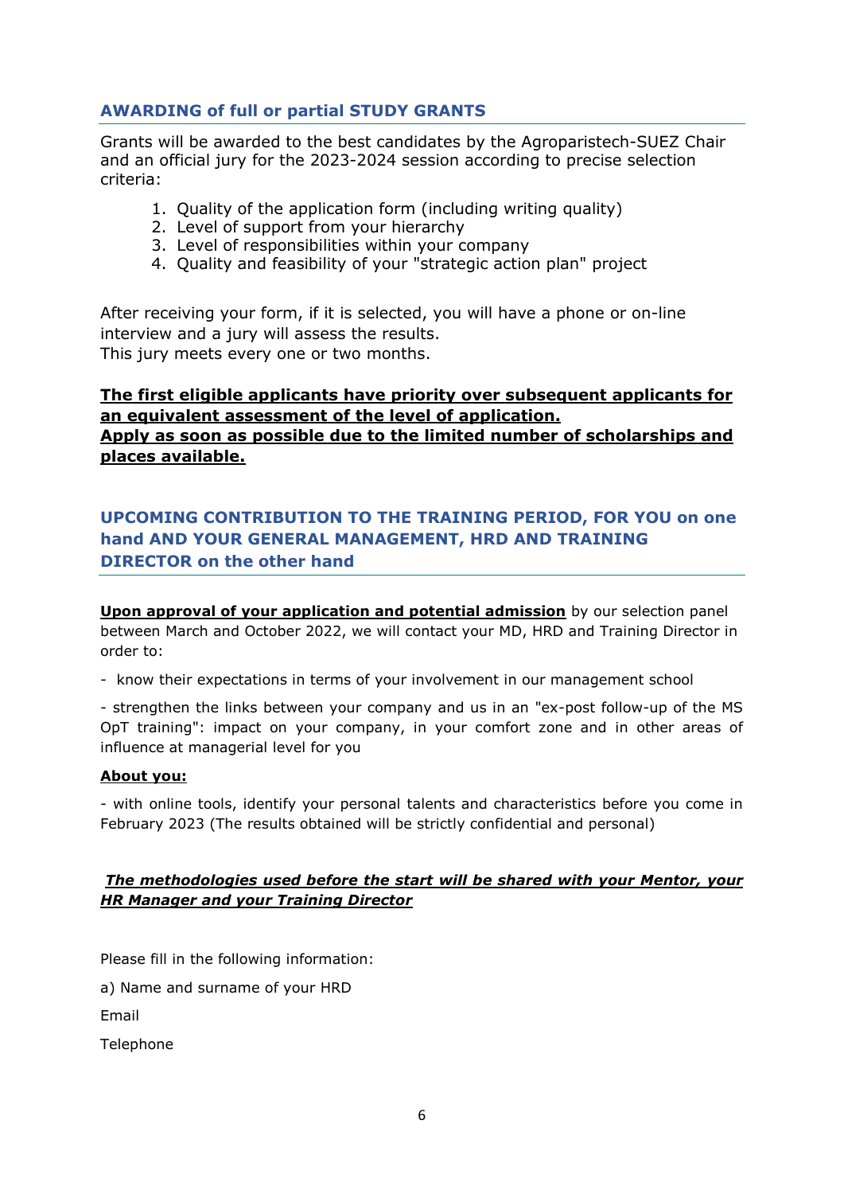## AWARDING of full or partial STUDY GRANTS

Grants will be awarded to the best candidates by the Agroparistech-SUEZ Chair and an official jury for the 2023-2024 session according to precise selection criteria:

1. Quality of the application form (including writing quality)
2. Level of support from your hierarchy
3. Level of responsibilities within your company
4. Quality and feasibility of your "strategic action plan" project

After receiving your form, if it is selected, you will have a phone or on-line interview and a jury will assess the results.
This jury meets every one or two months.

**The first eligible applicants have priority over subsequent applicants for an equivalent assessment of the level of application.**
**Apply as soon as possible due to the limited number of scholarships and places available.**

## UPCOMING CONTRIBUTION TO THE TRAINING PERIOD, FOR YOU on one hand AND YOUR GENERAL MANAGEMENT, HRD AND TRAINING DIRECTOR on the other hand

**Upon approval of your application and potential admission** by our selection panel between March and October 2022, we will contact your MD, HRD and Training Director in order to:

- know their expectations in terms of your involvement in our management school
- strengthen the links between your company and us in an "ex-post follow-up of the MS OpT training": impact on your company, in your comfort zone and in other areas of influence at managerial level for you

**About you:**

- with online tools, identify your personal talents and characteristics before you come in February 2023 (The results obtained will be strictly confidential and personal)

***The methodologies used before the start will be shared with your Mentor, your HR Manager and your Training Director***

Please fill in the following information:

a) Name and surname of your HRD

Email

Telephone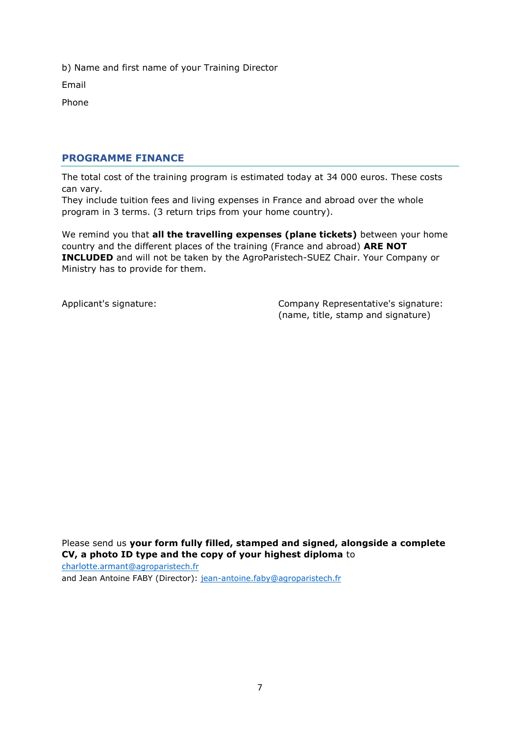b) Name and first name of your Training Director

Email

Phone

## PROGRAMME FINANCE

The total cost of the training program is estimated today at 34 000 euros. These costs can vary.
They include tuition fees and living expenses in France and abroad over the whole program in 3 terms. (3 return trips from your home country).

We remind you that **all the travelling expenses (plane tickets)** between your home country and the different places of the training (France and abroad) **ARE NOT INCLUDED** and will not be taken by the AgroParistech-SUEZ Chair. Your Company or Ministry has to provide for them.

Applicant's signature:

Company Representative's signature:
(name, title, stamp and signature)

Please send us **your form fully filled, stamped and signed, alongside a complete CV, a photo ID type and the copy of your highest diploma** to
charlotte.armant@agroparistech.fr
and Jean Antoine FABY (Director): jean-antoine.faby@agroparistech.fr